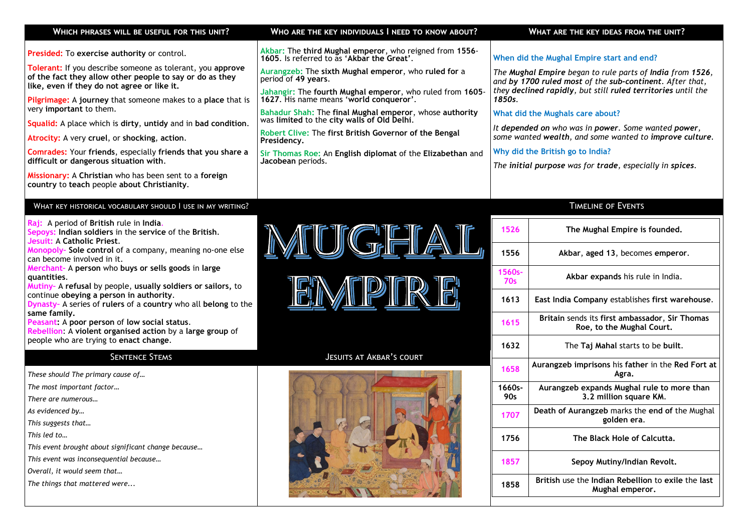## Which phrases will be useful for this unit?

**Presided:** To **exercise authority** or control.

**Tolerant:** If you describe someone as tolerant, you **approve of the fact they allow other people to say or do as they like, even if they do not agree or like it.**

**Pilgrimage:** A **journey** that someone makes to a **place** that is very **important** to them.

**Squalid:** A place which is **dirty**, **untidy** and in **bad condition**.

**Atrocity:** A very **cruel**, or **shocking**, **action**.

**Comrades:** Your **friends**, especially **friends that you share a difficult or dangerous situation with**.

**Missionary:** A **Christian** who has been sent to a **foreign country** to **teach** people **about Christianity**.

## Who are the key individuals I need to know about?

**Akbar:** The **third Mughal emperor**, who reigned from **1556-1605**. Is referred to as **'Akbar the Great'**.

**Aurangzeb:** The **sixth Mughal emperor**, who **ruled for** a period of **49 years**.

**Jahangir:** The **fourth Mughal emperor**, who ruled from **1605-1627**. His name means **'world conqueror'**.

**Bahadur Shah:** The **final Mughal emperor**, whose **authority** was **limited** to the **city walls of Old Delhi**.

**Robert Clive:** The **first British Governor of the Bengal Presidency.**

**Sir Thomas Roe:** An **English diplomat** of the **Elizabethan** and **Jacobean** periods.

## What are the key ideas from the unit?

**When did the Mughal Empire start and end?**

*The **Mughal Empire** began to rule parts of **India** from **1526**, and **by 1700 ruled most** of the **sub-continent**. After that, they **declined rapidly**, but still **ruled territories** until the **1850s**.*

**What did the Mughals care about?**

*It **depended on** who was in **power**. Some wanted **power**, some wanted **wealth**, and some wanted to **improve culture**.*

**Why did the British go to India?**

*The **initial purpose** was for **trade**, especially in **spices**.*

## What key historical vocabulary should I use in my writing?

**Raj:** A period of **British** rule in **India**.
**Sepoys: Indian soldiers** in the **service** of the **British**.
**Jesuit:** A **Catholic Priest**.
**Monopoly- Sole control** of a company, meaning no-one else can become involved in it.
**Merchant-** A **person** who **buys or sells goods** in **large quantities**.
**Mutiny-** A **refusal** by people, **usually soldiers or sailors,** to continue **obeying a person in authority**.
**Dynasty-** A series of **rulers** of a **country** who all **belong** to the **same family.**
**Peasant:** A **poor person** of **low social status**.
**Rebellion:** A **violent organised action** by a **large group** of people who are trying to **enact change**.

# MUGHAL EMPIRE

## Sentence Stems

*These should The primary cause of…*

*The most important factor…*

*There are numerous…*

*As evidenced by…*

*This suggests that…*

*This led to…*

*This event brought about significant change because…*

*This event was inconsequential because…*

*Overall, it would seem that…*

*The things that mattered were...*

## Jesuits at Akbar's court

## Timeline of Events

| Date | Event |
|---|---|
| 1526 | **The Mughal Empire is founded.** |
| 1556 | **Akbar**, **aged 13**, becomes **emperor**. |
| 1560s-70s | **Akbar expands** his rule in India. |
| 1613 | **East India Company** establishes **first warehouse**. |
| 1615 | **Britain** sends its **first ambassador**, **Sir Thomas Roe, to the Mughal Court.** |
| 1632 | The **Taj Mahal** starts to be **built**. |
| 1658 | **Aurangzeb imprisons** his **father** in the **Red Fort** at **Agra.** |
| 1660s-90s | **Aurangzeb expands Mughal rule to more than 3.2 million square KM.** |
| 1707 | **Death of Aurangzeb** marks the **end of** the Mughal **golden era**. |
| 1756 | **The Black Hole of Calcutta.** |
| 1857 | **Sepoy Mutiny/Indian Revolt.** |
| 1858 | **British** use the **Indian Rebellion** to **exile** the **last Mughal emperor.** |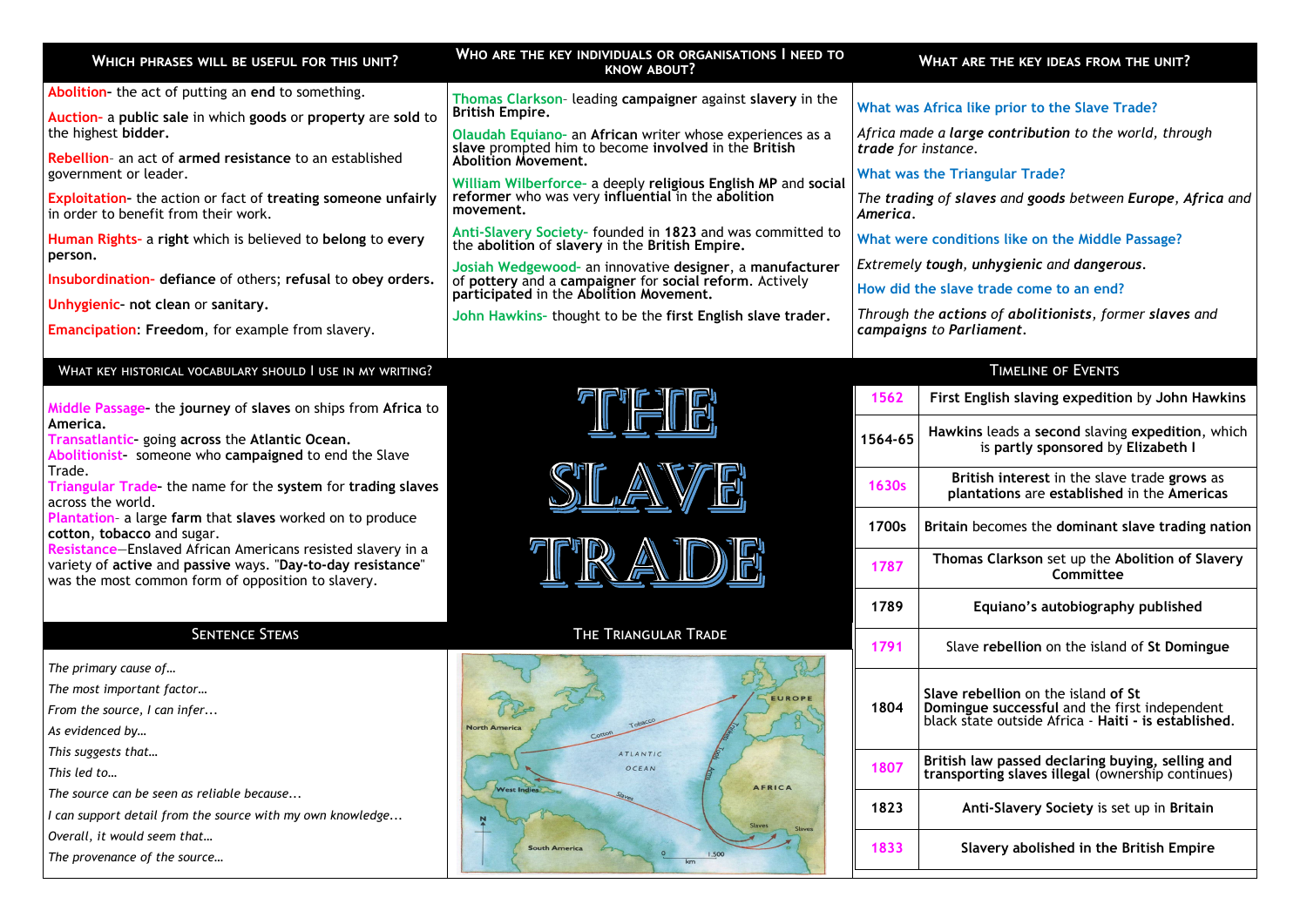## Which phrases will be useful for this unit?

**Abolition**- the act of putting an **end** to something.

**Auction**- a **public sale** in which **goods** or **property** are **sold** to the highest **bidder.**

**Rebellion**- an act of **armed resistance** to an established government or leader.

**Exploitation**- the action or fact of **treating someone unfairly** in order to benefit from their work.

**Human Rights**- a **right** which is believed to **belong** to **every person.**

**Insubordination**- **defiance** of others; **refusal** to **obey orders.**

**Unhygienic**- **not clean** or **sanitary.**

**Emancipation**: **Freedom**, for example from slavery.

## Who are the key individuals or organisations I need to know about?

**Thomas Clarkson**- leading **campaigner** against **slavery** in the **British Empire.**

**Olaudah Equiano**- an **African** writer whose experiences as a **slave** prompted him to become **involved** in the **British Abolition Movement.**

**William Wilberforce**- a deeply **religious English MP** and **social reformer** who was very **influential** in the **abolition movement.**

**Anti-Slavery Society**- founded in **1823** and was committed to the **abolition** of **slavery** in the **British Empire.**

**Josiah Wedgewood**- an innovative **designer**, a **manufacturer** of **pottery** and a **campaigner** for **social reform**. Actively **participated** in the **Abolition Movement.**

**John Hawkins**- thought to be the **first English slave trader.**

## What are the key ideas from the unit?

**What was Africa like prior to the Slave Trade?**

*Africa made a **large contribution** to the world, through **trade** for instance.*

**What was the Triangular Trade?**

*The **trading** of **slaves** and **goods** between **Europe**, **Africa** and **America**.*

**What were conditions like on the Middle Passage?**

*Extremely **tough**, **unhygienic** and **dangerous**.*

**How did the slave trade come to an end?**

*Through the **actions** of **abolitionists**, former **slaves** and **campaigns** to **Parliament**.*

## What key historical vocabulary should I use in my writing?

**Middle Passage**- the **journey** of **slaves** on ships from **Africa** to **America.**

**Transatlantic**- going **across** the **Atlantic Ocean.**

**Abolitionist**- someone who **campaigned** to end the Slave Trade.

**Triangular Trade**- the name for the **system** for **trading slaves** across the world.

**Plantation**- a large **farm** that **slaves** worked on to produce **cotton**, **tobacco** and sugar.

**Resistance**—Enslaved African Americans resisted slavery in a variety of **active** and **passive** ways. "**Day-to-day resistance**" was the most common form of opposition to slavery.

# THE SLAVE TRADE

## Timeline of Events

| | |
|---|---|
| 1562 | **First English slaving expedition** by **John Hawkins** |
| 1564-65 | **Hawkins** leads a **second** slaving **expedition**, which is **partly sponsored** by **Elizabeth I** |
| 1630s | **British interest** in the slave trade **grows** as **plantations** are **established** in the **Americas** |
| 1700s | **Britain** becomes the **dominant slave trading nation** |
| 1787 | **Thomas Clarkson** set up the **Abolition of Slavery Committee** |
| 1789 | **Equiano's autobiography published** |
| 1791 | Slave **rebellion** on the island of **St Domingue** |
| 1804 | **Slave rebellion** on the island **of St Domingue successful** and the first independent black state outside Africa - **Haiti - is established.** |
| 1807 | **British law passed declaring buying, selling and transporting slaves illegal** (ownership continues) |
| 1823 | **Anti-Slavery Society** is set up in **Britain** |
| 1833 | **Slavery abolished in the British Empire** |

## Sentence Stems

*The primary cause of…*

*The most important factor…*

*From the source, I can infer...*

*As evidenced by…*

*This suggests that…*

*This led to…*

*The source can be seen as reliable because...*

*I can support detail from the source with my own knowledge...*

*Overall, it would seem that…*

*The provenance of the source…*

## The Triangular Trade

North America
Cotton
Tobacco
EUROPE
ATLANTIC OCEAN
Textiles, Tools, Arms
West Indies
Slaves
AFRICA
Slaves
Slaves
South America
N
0 1,500 km